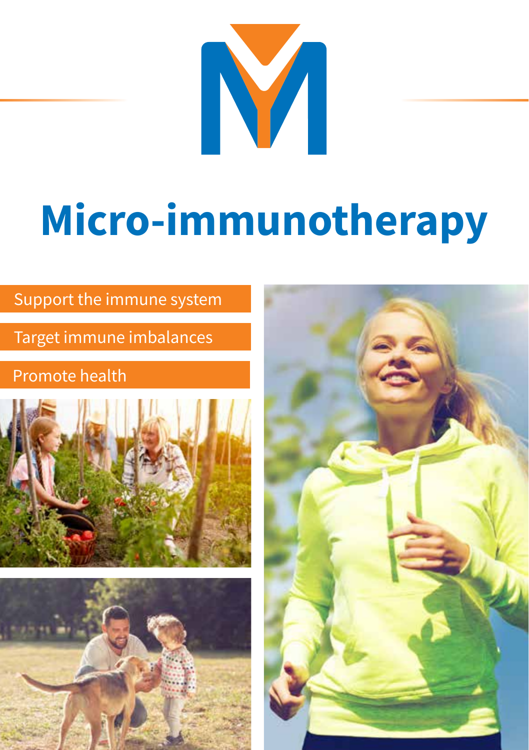# Micro-immunotherapy

Support the immune system

Target immune imbalances

Promote health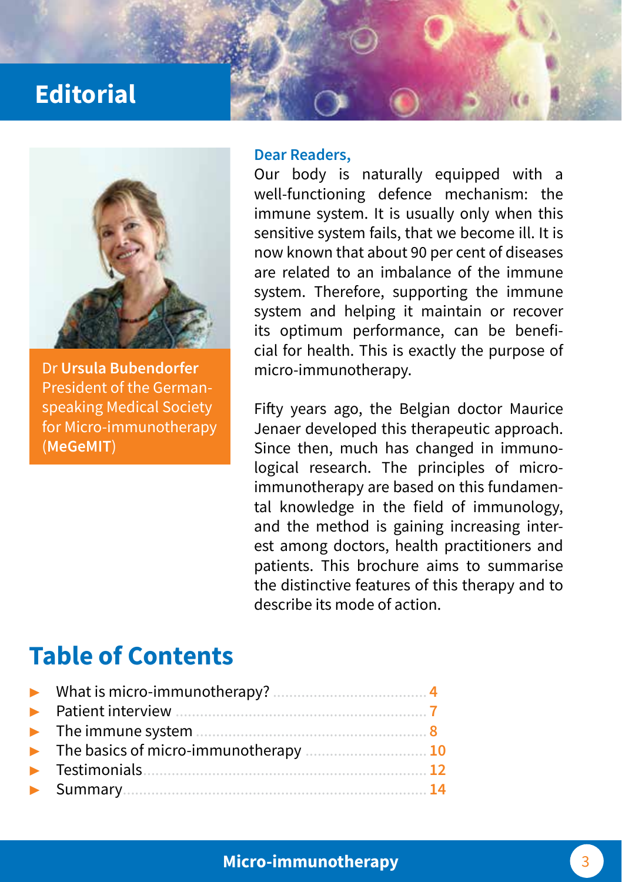# Editorial

Dr **Ursula Bubendorfer**
President of the German-speaking Medical Society for Micro-immunotherapy (**MeGeMIT**)

**Dear Readers,**

Our body is naturally equipped with a well-functioning defence mechanism: the immune system. It is usually only when this sensitive system fails, that we become ill. It is now known that about 90 per cent of diseases are related to an imbalance of the immune system. Therefore, supporting the immune system and helping it maintain or recover its optimum performance, can be beneficial for health. This is exactly the purpose of micro-immunotherapy.

Fifty years ago, the Belgian doctor Maurice Jenaer developed this therapeutic approach. Since then, much has changed in immunological research. The principles of micro-immunotherapy are based on this fundamental knowledge in the field of immunology, and the method is gaining increasing interest among doctors, health practitioners and patients. This brochure aims to summarise the distinctive features of this therapy and to describe its mode of action.

## Table of Contents

- What is micro-immunotherapy? .......... 4
- Patient interview .......... 7
- The immune system .......... 8
- The basics of micro-immunotherapy .......... 10
- Testimonials .......... 12
- Summary .......... 14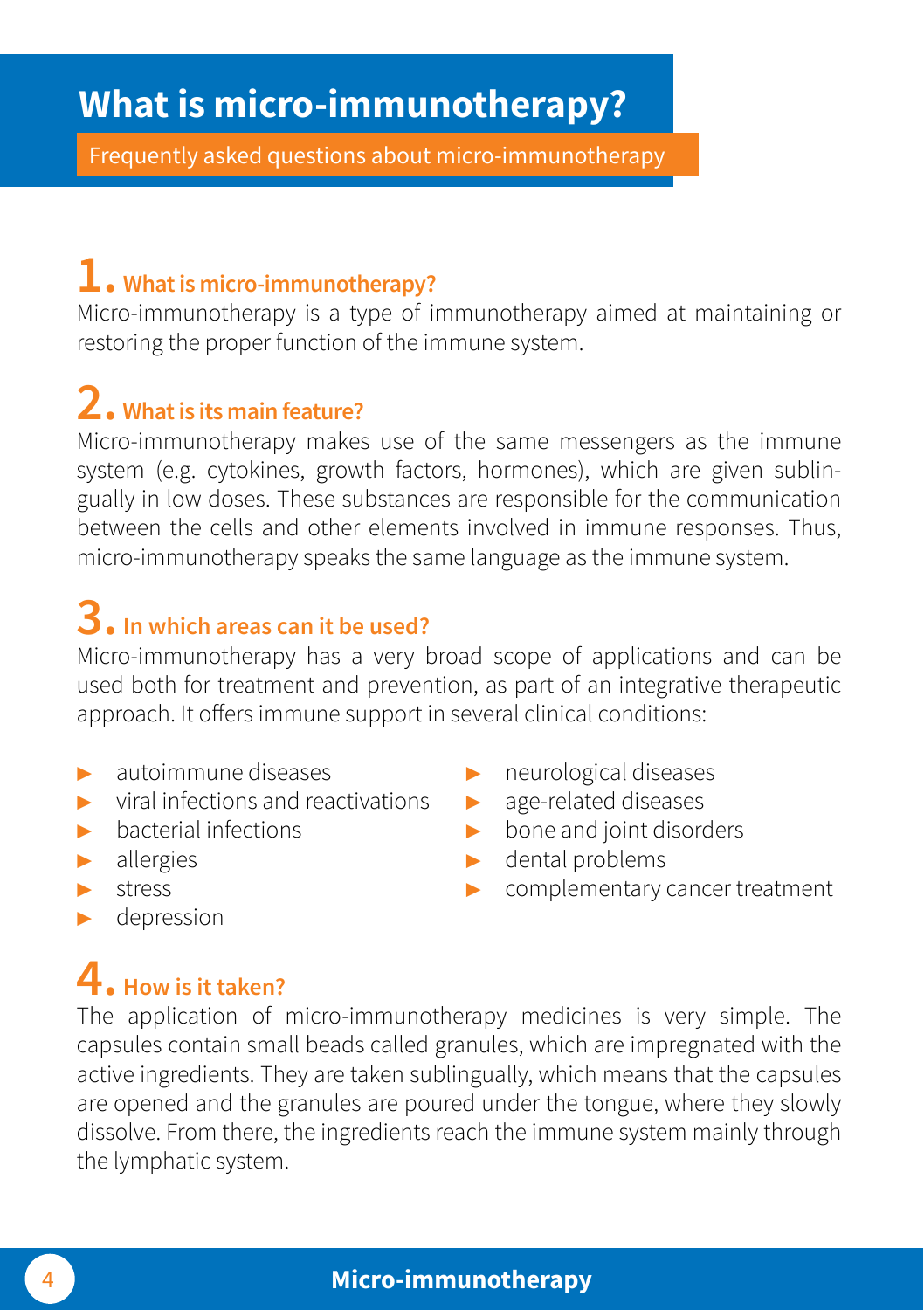# What is micro-immunotherapy?

Frequently asked questions about micro-immunotherapy

## 1. What is micro-immunotherapy?

Micro-immunotherapy is a type of immunotherapy aimed at maintaining or restoring the proper function of the immune system.

## 2. What is its main feature?

Micro-immunotherapy makes use of the same messengers as the immune system (e.g. cytokines, growth factors, hormones), which are given sublingually in low doses. These substances are responsible for the communication between the cells and other elements involved in immune responses. Thus, micro-immunotherapy speaks the same language as the immune system.

## 3. In which areas can it be used?

Micro-immunotherapy has a very broad scope of applications and can be used both for treatment and prevention, as part of an integrative therapeutic approach. It offers immune support in several clinical conditions:

- autoimmune diseases
- viral infections and reactivations
- bacterial infections
- allergies
- stress
- depression
- neurological diseases
- age-related diseases
- bone and joint disorders
- dental problems
- complementary cancer treatment

## 4. How is it taken?

The application of micro-immunotherapy medicines is very simple. The capsules contain small beads called granules, which are impregnated with the active ingredients. They are taken sublingually, which means that the capsules are opened and the granules are poured under the tongue, where they slowly dissolve. From there, the ingredients reach the immune system mainly through the lymphatic system.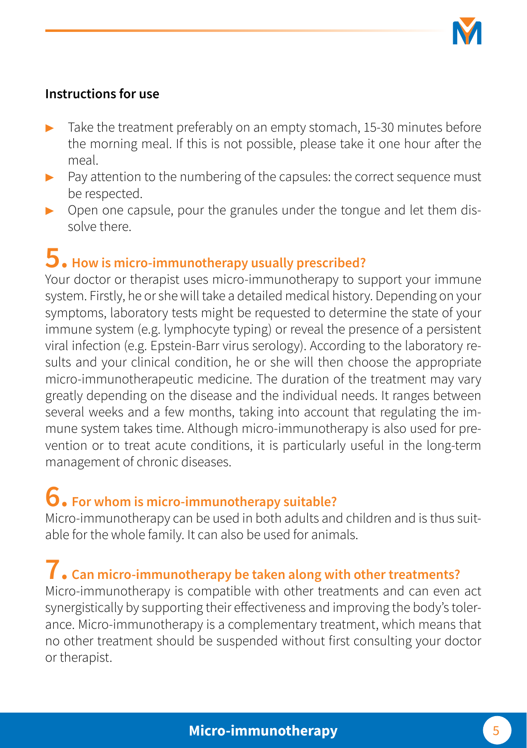**Instructions for use**

- Take the treatment preferably on an empty stomach, 15-30 minutes before the morning meal. If this is not possible, please take it one hour after the meal.
- Pay attention to the numbering of the capsules: the correct sequence must be respected.
- Open one capsule, pour the granules under the tongue and let them dissolve there.

## 5. How is micro-immunotherapy usually prescribed?

Your doctor or therapist uses micro-immunotherapy to support your immune system. Firstly, he or she will take a detailed medical history. Depending on your symptoms, laboratory tests might be requested to determine the state of your immune system (e.g. lymphocyte typing) or reveal the presence of a persistent viral infection (e.g. Epstein-Barr virus serology). According to the laboratory results and your clinical condition, he or she will then choose the appropriate micro-immunotherapeutic medicine. The duration of the treatment may vary greatly depending on the disease and the individual needs. It ranges between several weeks and a few months, taking into account that regulating the immune system takes time. Although micro-immunotherapy is also used for prevention or to treat acute conditions, it is particularly useful in the long-term management of chronic diseases.

## 6. For whom is micro-immunotherapy suitable?

Micro-immunotherapy can be used in both adults and children and is thus suitable for the whole family. It can also be used for animals.

## 7. Can micro-immunotherapy be taken along with other treatments?

Micro-immunotherapy is compatible with other treatments and can even act synergistically by supporting their effectiveness and improving the body's tolerance. Micro-immunotherapy is a complementary treatment, which means that no other treatment should be suspended without first consulting your doctor or therapist.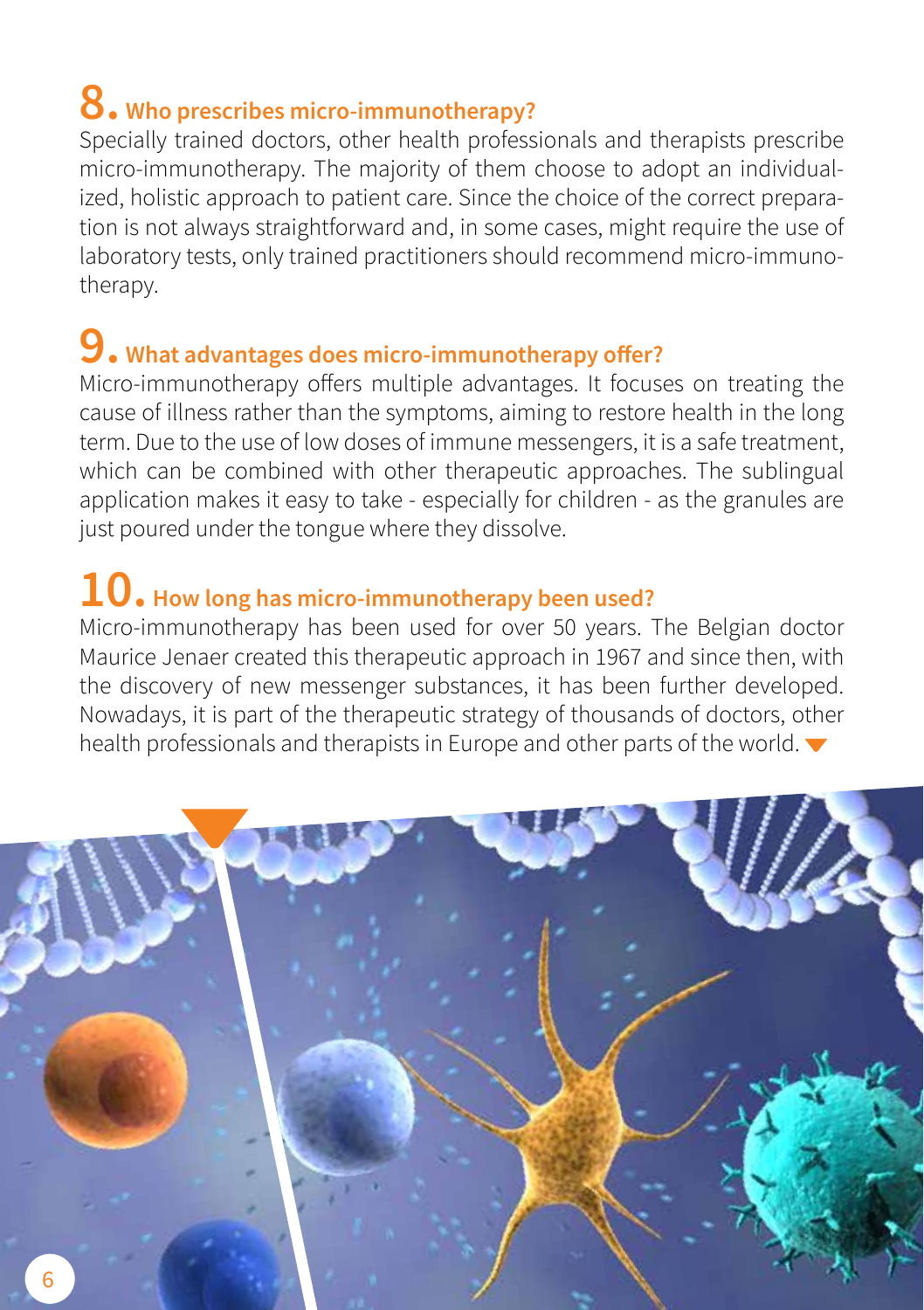## 8. Who prescribes micro-immunotherapy?

Specially trained doctors, other health professionals and therapists prescribe micro-immunotherapy. The majority of them choose to adopt an individualized, holistic approach to patient care. Since the choice of the correct preparation is not always straightforward and, in some cases, might require the use of laboratory tests, only trained practitioners should recommend micro-immunotherapy.

## 9. What advantages does micro-immunotherapy offer?

Micro-immunotherapy offers multiple advantages. It focuses on treating the cause of illness rather than the symptoms, aiming to restore health in the long term. Due to the use of low doses of immune messengers, it is a safe treatment, which can be combined with other therapeutic approaches. The sublingual application makes it easy to take - especially for children - as the granules are just poured under the tongue where they dissolve.

## 10. How long has micro-immunotherapy been used?

Micro-immunotherapy has been used for over 50 years. The Belgian doctor Maurice Jenaer created this therapeutic approach in 1967 and since then, with the discovery of new messenger substances, it has been further developed. Nowadays, it is part of the therapeutic strategy of thousands of doctors, other health professionals and therapists in Europe and other parts of the world.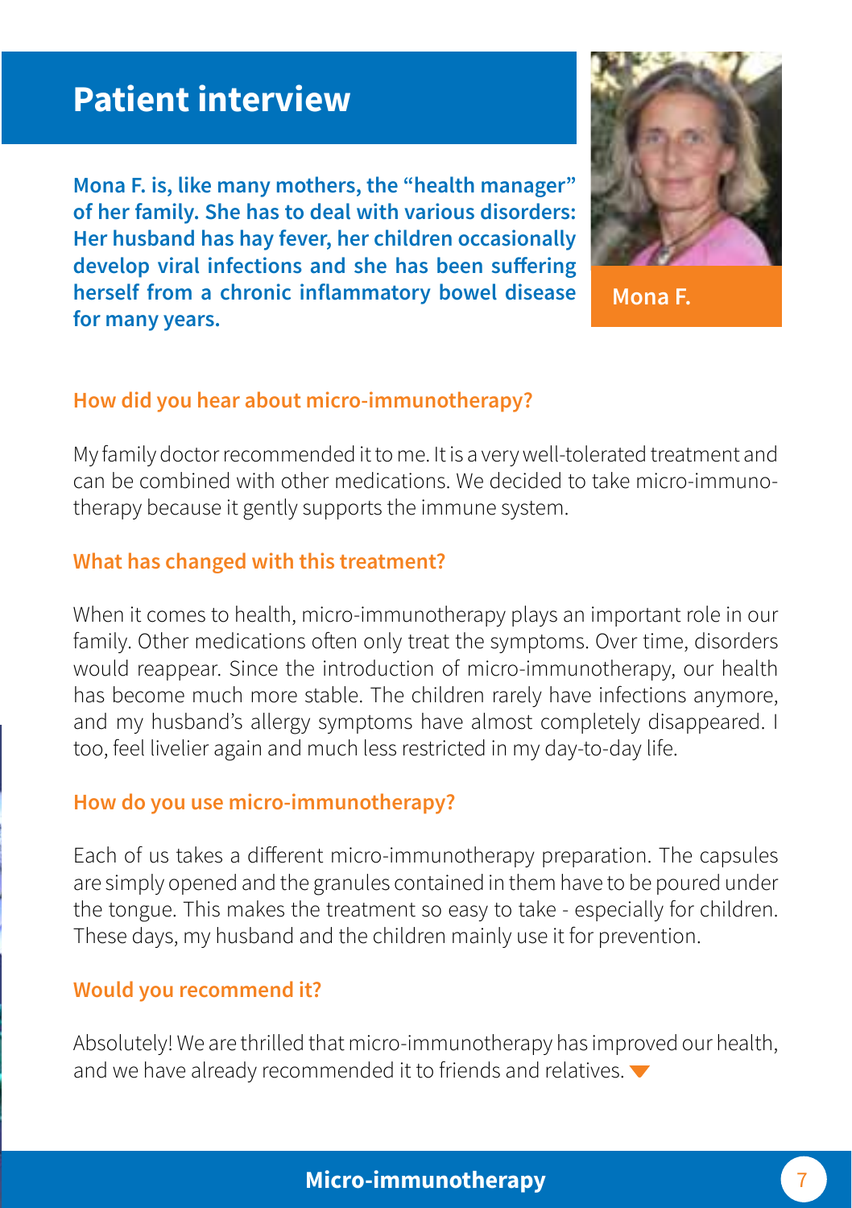# Patient interview

**Mona F. is, like many mothers, the "health manager" of her family. She has to deal with various disorders: Her husband has hay fever, her children occasionally develop viral infections and she has been suffering herself from a chronic inflammatory bowel disease for many years.**

Mona F.

### How did you hear about micro-immunotherapy?

My family doctor recommended it to me. It is a very well-tolerated treatment and can be combined with other medications. We decided to take micro-immuno-therapy because it gently supports the immune system.

### What has changed with this treatment?

When it comes to health, micro-immunotherapy plays an important role in our family. Other medications often only treat the symptoms. Over time, disorders would reappear. Since the introduction of micro-immunotherapy, our health has become much more stable. The children rarely have infections anymore, and my husband's allergy symptoms have almost completely disappeared. I too, feel livelier again and much less restricted in my day-to-day life.

### How do you use micro-immunotherapy?

Each of us takes a different micro-immunotherapy preparation. The capsules are simply opened and the granules contained in them have to be poured under the tongue. This makes the treatment so easy to take - especially for children. These days, my husband and the children mainly use it for prevention.

### Would you recommend it?

Absolutely! We are thrilled that micro-immunotherapy has improved our health, and we have already recommended it to friends and relatives.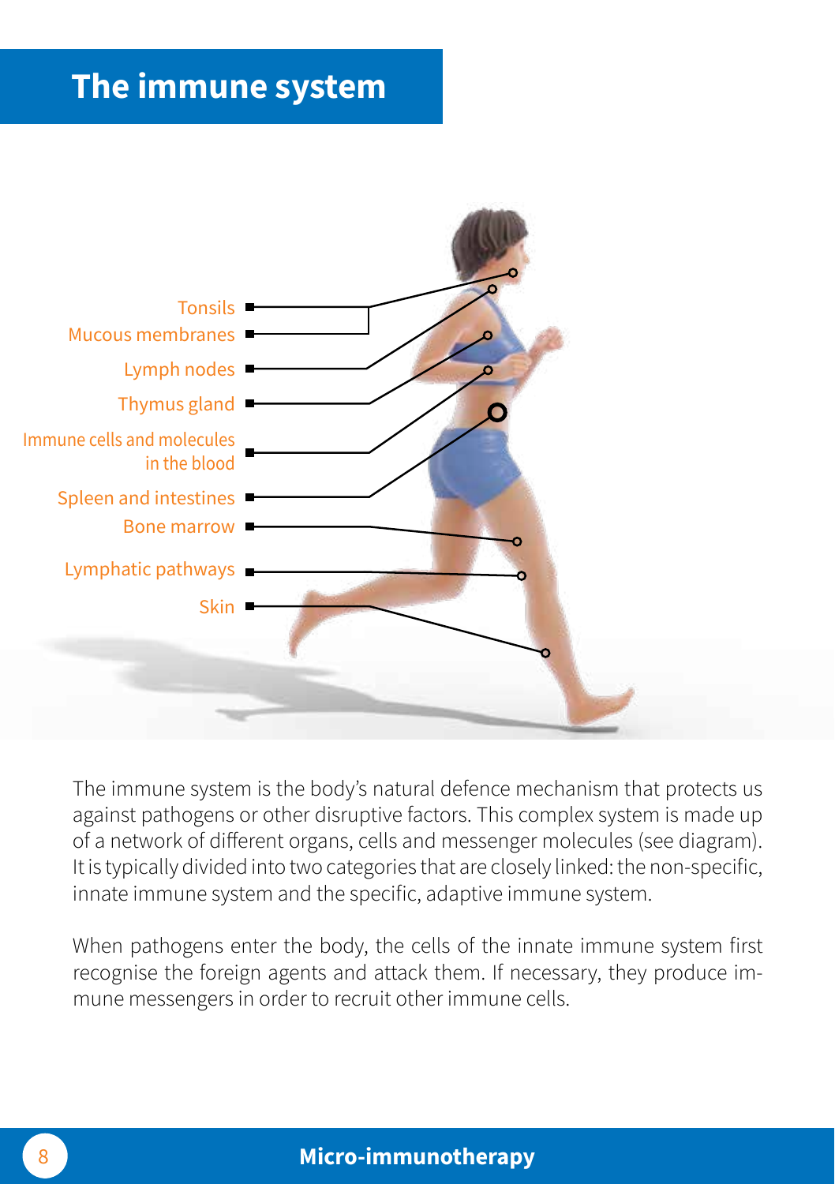# The immune system

Tonsils
Mucous membranes
Lymph nodes
Thymus gland
Immune cells and molecules in the blood
Spleen and intestines
Bone marrow
Lymphatic pathways
Skin

The immune system is the body's natural defence mechanism that protects us against pathogens or other disruptive factors. This complex system is made up of a network of different organs, cells and messenger molecules (see diagram). It is typically divided into two categories that are closely linked: the non-specific, innate immune system and the specific, adaptive immune system.

When pathogens enter the body, the cells of the innate immune system first recognise the foreign agents and attack them. If necessary, they produce immune messengers in order to recruit other immune cells.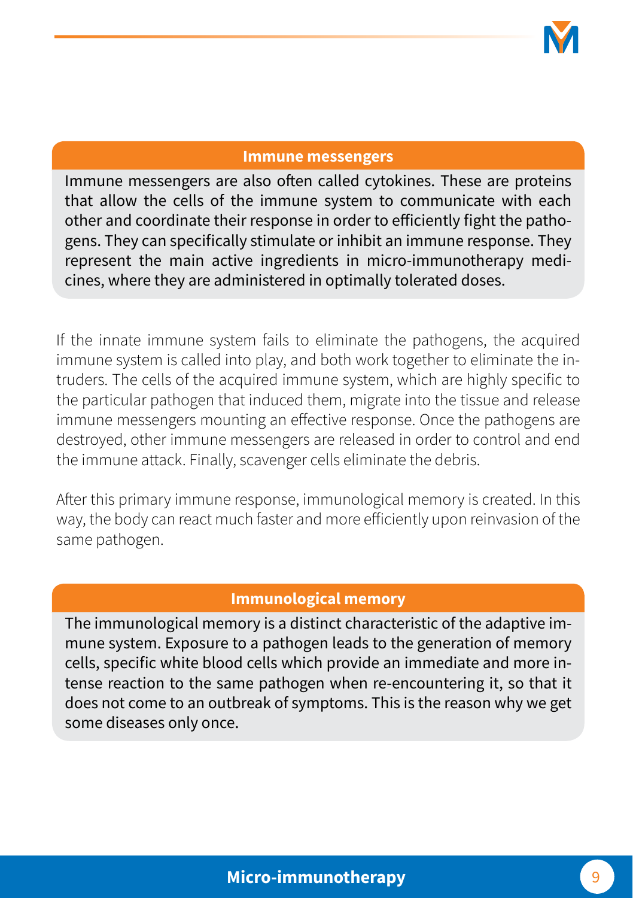### Immune messengers

Immune messengers are also often called cytokines. These are proteins that allow the cells of the immune system to communicate with each other and coordinate their response in order to efficiently fight the pathogens. They can specifically stimulate or inhibit an immune response. They represent the main active ingredients in micro-immunotherapy medicines, where they are administered in optimally tolerated doses.

If the innate immune system fails to eliminate the pathogens, the acquired immune system is called into play, and both work together to eliminate the intruders. The cells of the acquired immune system, which are highly specific to the particular pathogen that induced them, migrate into the tissue and release immune messengers mounting an effective response. Once the pathogens are destroyed, other immune messengers are released in order to control and end the immune attack. Finally, scavenger cells eliminate the debris.

After this primary immune response, immunological memory is created. In this way, the body can react much faster and more efficiently upon reinvasion of the same pathogen.

### Immunological memory

The immunological memory is a distinct characteristic of the adaptive immune system. Exposure to a pathogen leads to the generation of memory cells, specific white blood cells which provide an immediate and more intense reaction to the same pathogen when re-encountering it, so that it does not come to an outbreak of symptoms. This is the reason why we get some diseases only once.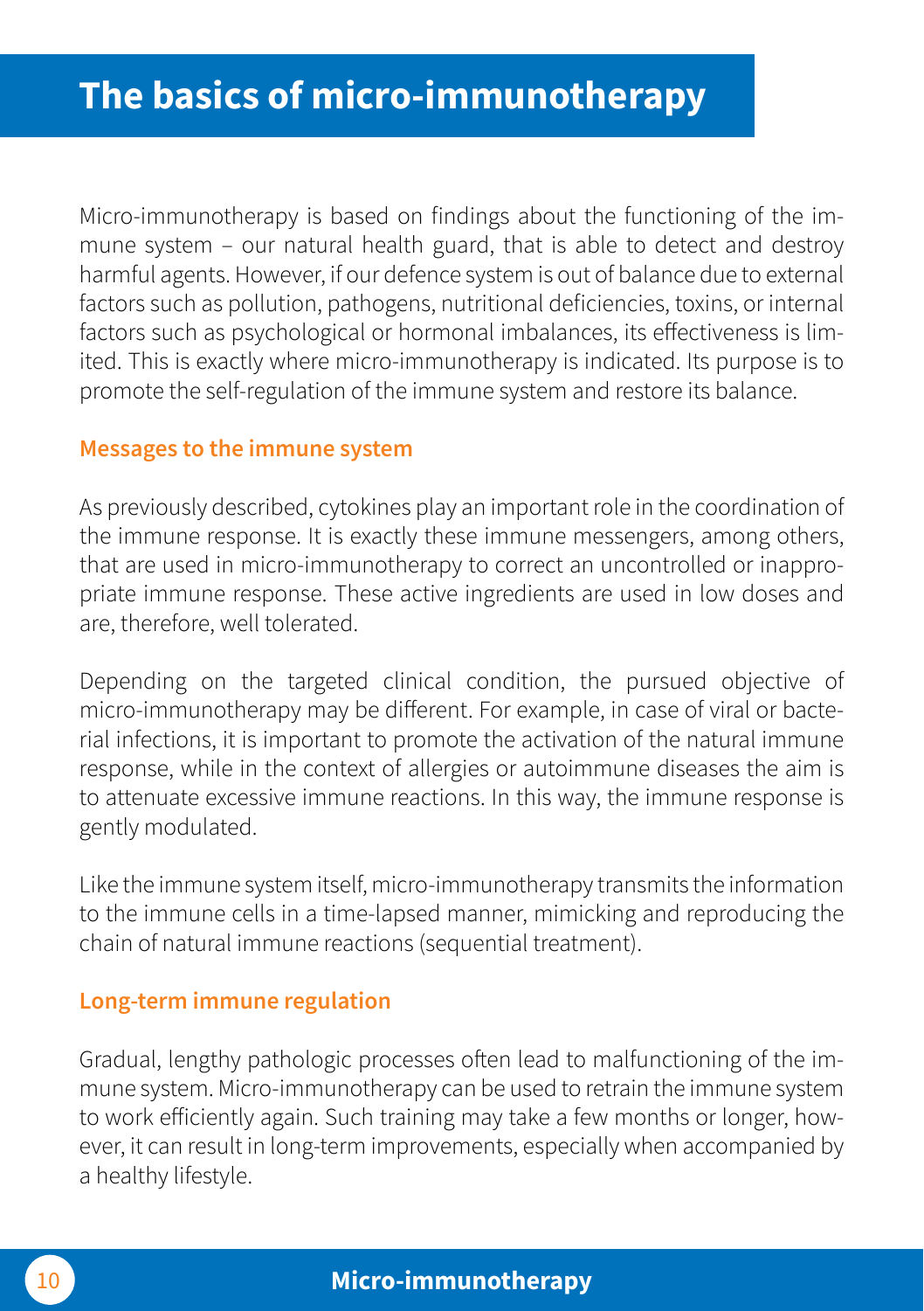# The basics of micro-immunotherapy

Micro-immunotherapy is based on findings about the functioning of the immune system – our natural health guard, that is able to detect and destroy harmful agents. However, if our defence system is out of balance due to external factors such as pollution, pathogens, nutritional deficiencies, toxins, or internal factors such as psychological or hormonal imbalances, its effectiveness is limited. This is exactly where micro-immunotherapy is indicated. Its purpose is to promote the self-regulation of the immune system and restore its balance.

## Messages to the immune system

As previously described, cytokines play an important role in the coordination of the immune response. It is exactly these immune messengers, among others, that are used in micro-immunotherapy to correct an uncontrolled or inappropriate immune response. These active ingredients are used in low doses and are, therefore, well tolerated.

Depending on the targeted clinical condition, the pursued objective of micro-immunotherapy may be different. For example, in case of viral or bacterial infections, it is important to promote the activation of the natural immune response, while in the context of allergies or autoimmune diseases the aim is to attenuate excessive immune reactions. In this way, the immune response is gently modulated.

Like the immune system itself, micro-immunotherapy transmits the information to the immune cells in a time-lapsed manner, mimicking and reproducing the chain of natural immune reactions (sequential treatment).

## Long-term immune regulation

Gradual, lengthy pathologic processes often lead to malfunctioning of the immune system. Micro-immunotherapy can be used to retrain the immune system to work efficiently again. Such training may take a few months or longer, however, it can result in long-term improvements, especially when accompanied by a healthy lifestyle.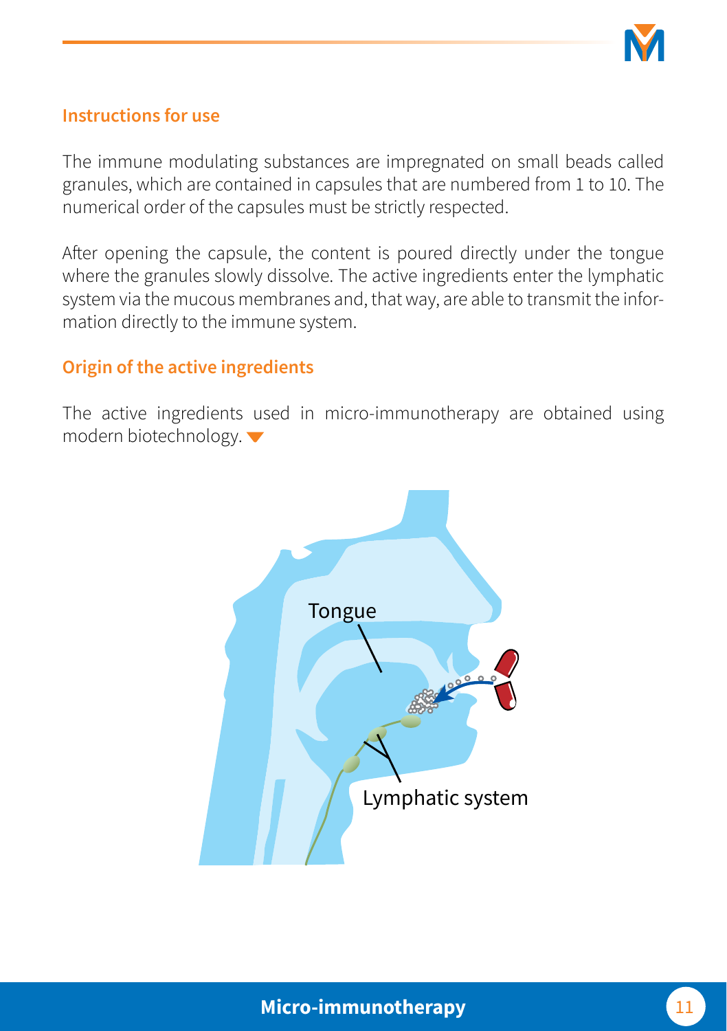## Instructions for use

The immune modulating substances are impregnated on small beads called granules, which are contained in capsules that are numbered from 1 to 10. The numerical order of the capsules must be strictly respected.

After opening the capsule, the content is poured directly under the tongue where the granules slowly dissolve. The active ingredients enter the lymphatic system via the mucous membranes and, that way, are able to transmit the information directly to the immune system.

## Origin of the active ingredients

The active ingredients used in micro-immunotherapy are obtained using modern biotechnology.

Tongue

Lymphatic system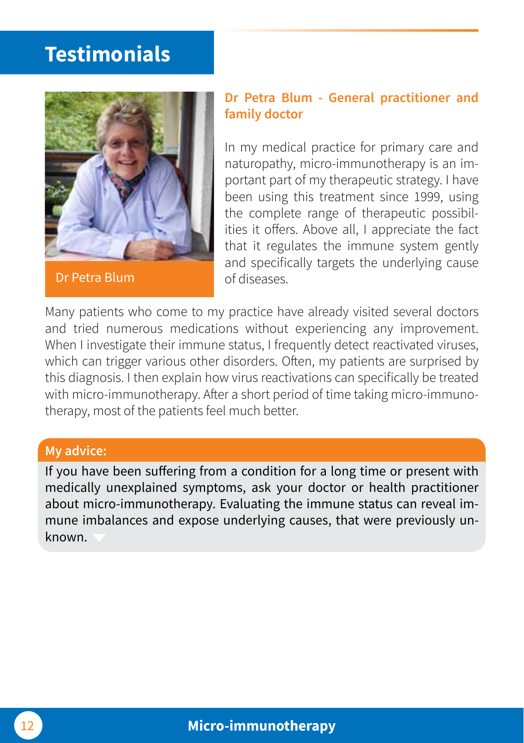# Testimonials

Dr Petra Blum

### Dr Petra Blum - General practitioner and family doctor

In my medical practice for primary care and naturopathy, micro-immunotherapy is an important part of my therapeutic strategy. I have been using this treatment since 1999, using the complete range of therapeutic possibilities it offers. Above all, I appreciate the fact that it regulates the immune system gently and specifically targets the underlying cause of diseases.

Many patients who come to my practice have already visited several doctors and tried numerous medications without experiencing any improvement. When I investigate their immune status, I frequently detect reactivated viruses, which can trigger various other disorders. Often, my patients are surprised by this diagnosis. I then explain how virus reactivations can specifically be treated with micro-immunotherapy. After a short period of time taking micro-immunotherapy, most of the patients feel much better.

**My advice:**

If you have been suffering from a condition for a long time or present with medically unexplained symptoms, ask your doctor or health practitioner about micro-immunotherapy. Evaluating the immune status can reveal immune imbalances and expose underlying causes, that were previously unknown.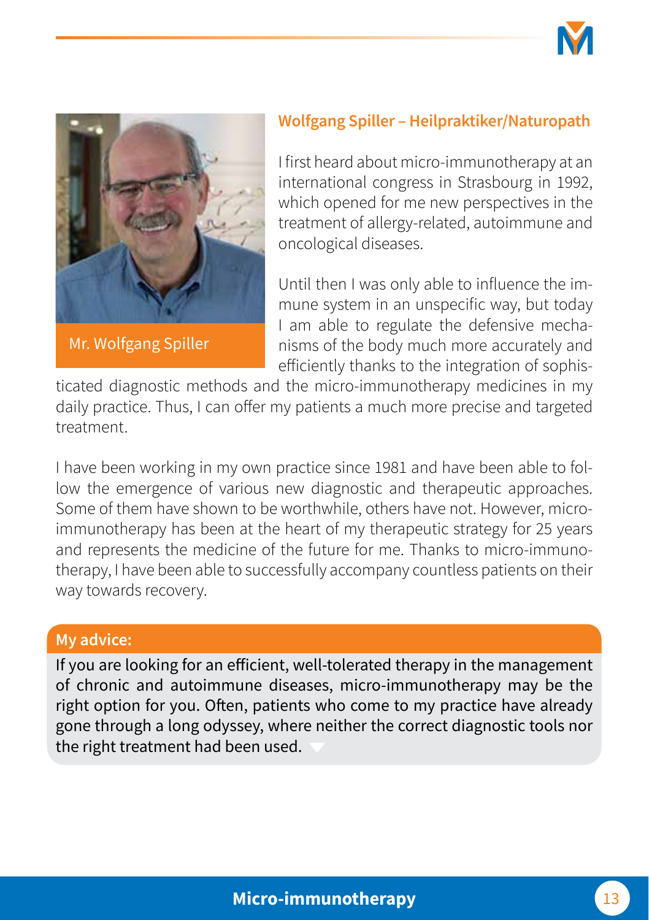## Wolfgang Spiller – Heilpraktiker/Naturopath

Mr. Wolfgang Spiller

I first heard about micro-immunotherapy at an international congress in Strasbourg in 1992, which opened for me new perspectives in the treatment of allergy-related, autoimmune and oncological diseases.

Until then I was only able to influence the immune system in an unspecific way, but today I am able to regulate the defensive mechanisms of the body much more accurately and efficiently thanks to the integration of sophisticated diagnostic methods and the micro-immunotherapy medicines in my daily practice. Thus, I can offer my patients a much more precise and targeted treatment.

I have been working in my own practice since 1981 and have been able to follow the emergence of various new diagnostic and therapeutic approaches. Some of them have shown to be worthwhile, others have not. However, micro-immunotherapy has been at the heart of my therapeutic strategy for 25 years and represents the medicine of the future for me. Thanks to micro-immunotherapy, I have been able to successfully accompany countless patients on their way towards recovery.

**My advice:**

If you are looking for an efficient, well-tolerated therapy in the management of chronic and autoimmune diseases, micro-immunotherapy may be the right option for you. Often, patients who come to my practice have already gone through a long odyssey, where neither the correct diagnostic tools nor the right treatment had been used.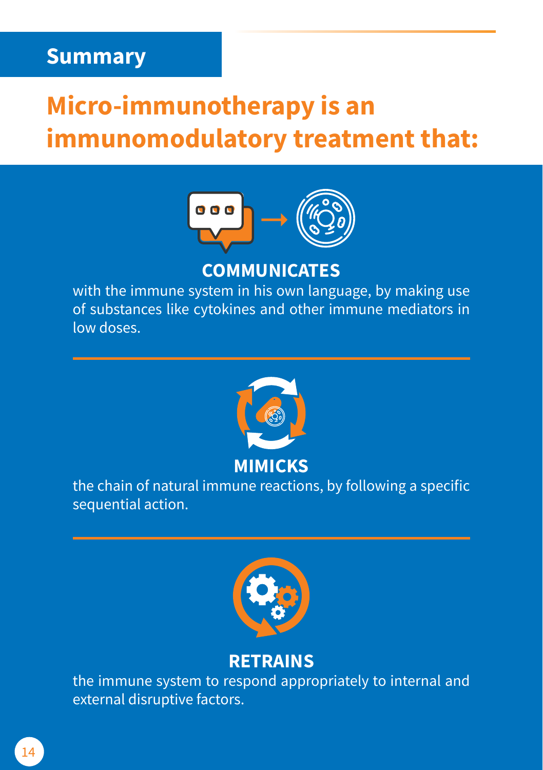## Summary

# Micro-immunotherapy is an immunomodulatory treatment that:

### COMMUNICATES

with the immune system in his own language, by making use of substances like cytokines and other immune mediators in low doses.

---

### MIMICKS

the chain of natural immune reactions, by following a specific sequential action.

---

### RETRAINS

the immune system to respond appropriately to internal and external disruptive factors.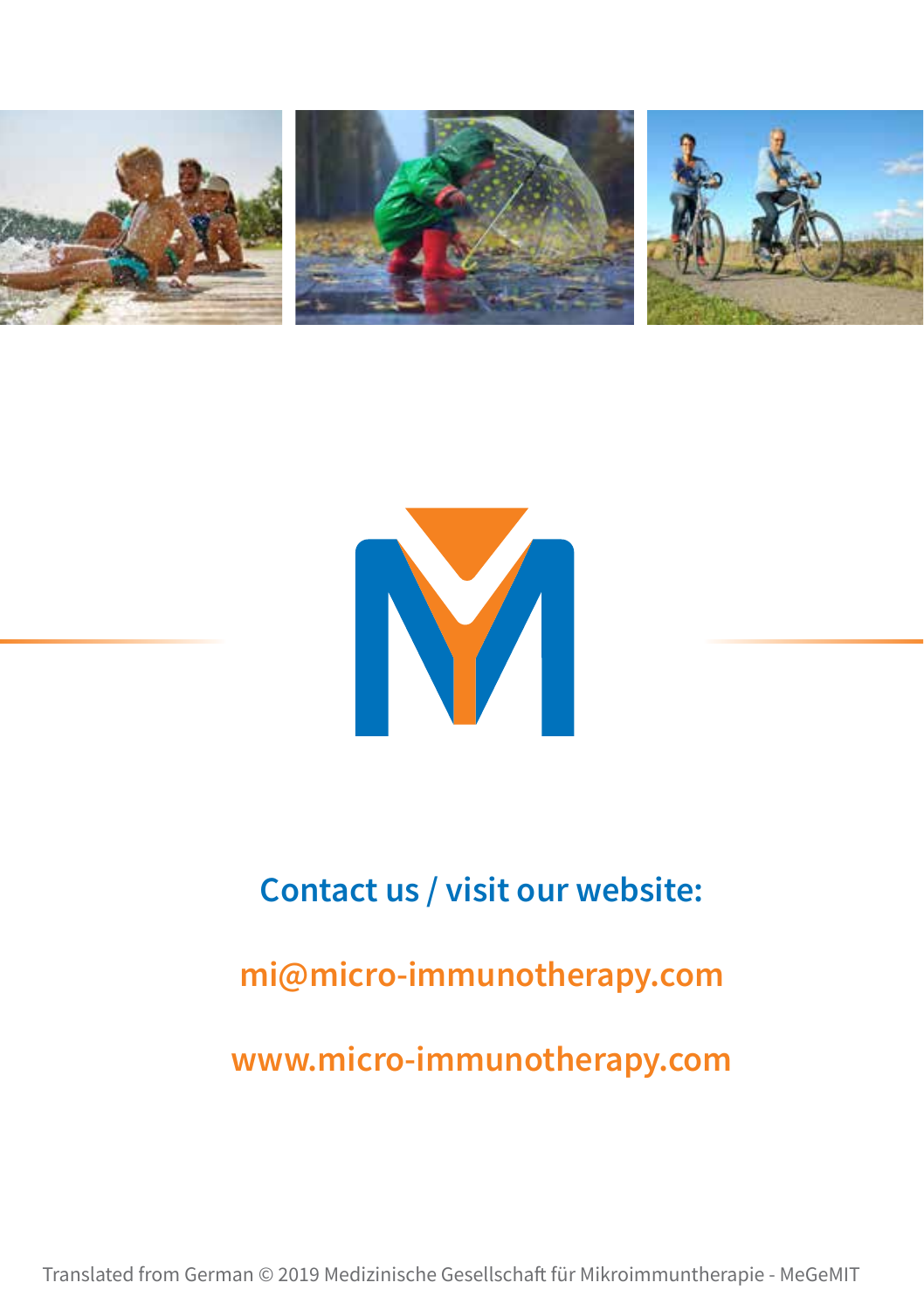**Contact us / visit our website:**

mi@micro-immunotherapy.com

www.micro-immunotherapy.com

Translated from German © 2019 Medizinische Gesellschaft für Mikroimmuntherapie - MeGeMIT